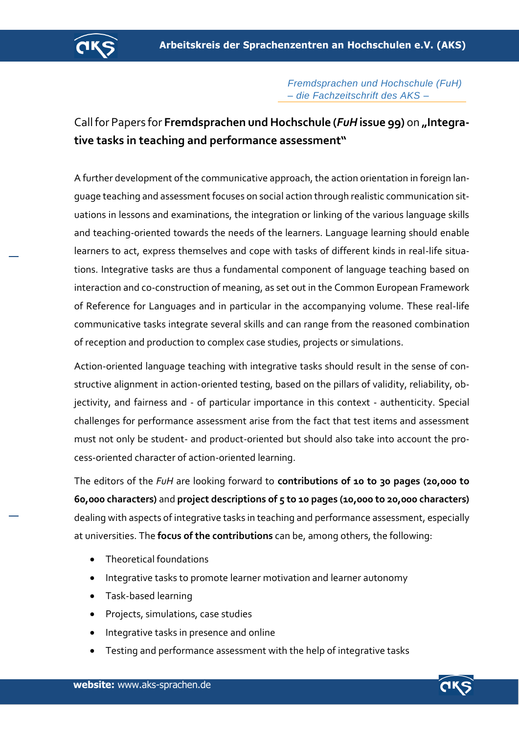*Fremdsprachen und Hochschule (FuH)*
*– die Fachzeitschrift des AKS –*

# Call for Papers for **Fremdsprachen und Hochschule (*FuH* issue 99)** on **„Integrative tasks in teaching and performance assessment"**

A further development of the communicative approach, the action orientation in foreign language teaching and assessment focuses on social action through realistic communication situations in lessons and examinations, the integration or linking of the various language skills and teaching-oriented towards the needs of the learners. Language learning should enable learners to act, express themselves and cope with tasks of different kinds in real-life situations. Integrative tasks are thus a fundamental component of language teaching based on interaction and co-construction of meaning, as set out in the Common European Framework of Reference for Languages and in particular in the accompanying volume. These real-life communicative tasks integrate several skills and can range from the reasoned combination of reception and production to complex case studies, projects or simulations.

Action-oriented language teaching with integrative tasks should result in the sense of constructive alignment in action-oriented testing, based on the pillars of validity, reliability, objectivity, and fairness and - of particular importance in this context - authenticity. Special challenges for performance assessment arise from the fact that test items and assessment must not only be student- and product-oriented but should also take into account the process-oriented character of action-oriented learning.

The editors of the *FuH* are looking forward to **contributions of 10 to 30 pages (20,000 to 60,000 characters)** and **project descriptions of 5 to 10 pages (10,000 to 20,000 characters)** dealing with aspects of integrative tasks in teaching and performance assessment, especially at universities. The **focus of the contributions** can be, among others, the following:

- Theoretical foundations
- Integrative tasks to promote learner motivation and learner autonomy
- Task-based learning
- Projects, simulations, case studies
- Integrative tasks in presence and online
- Testing and performance assessment with the help of integrative tasks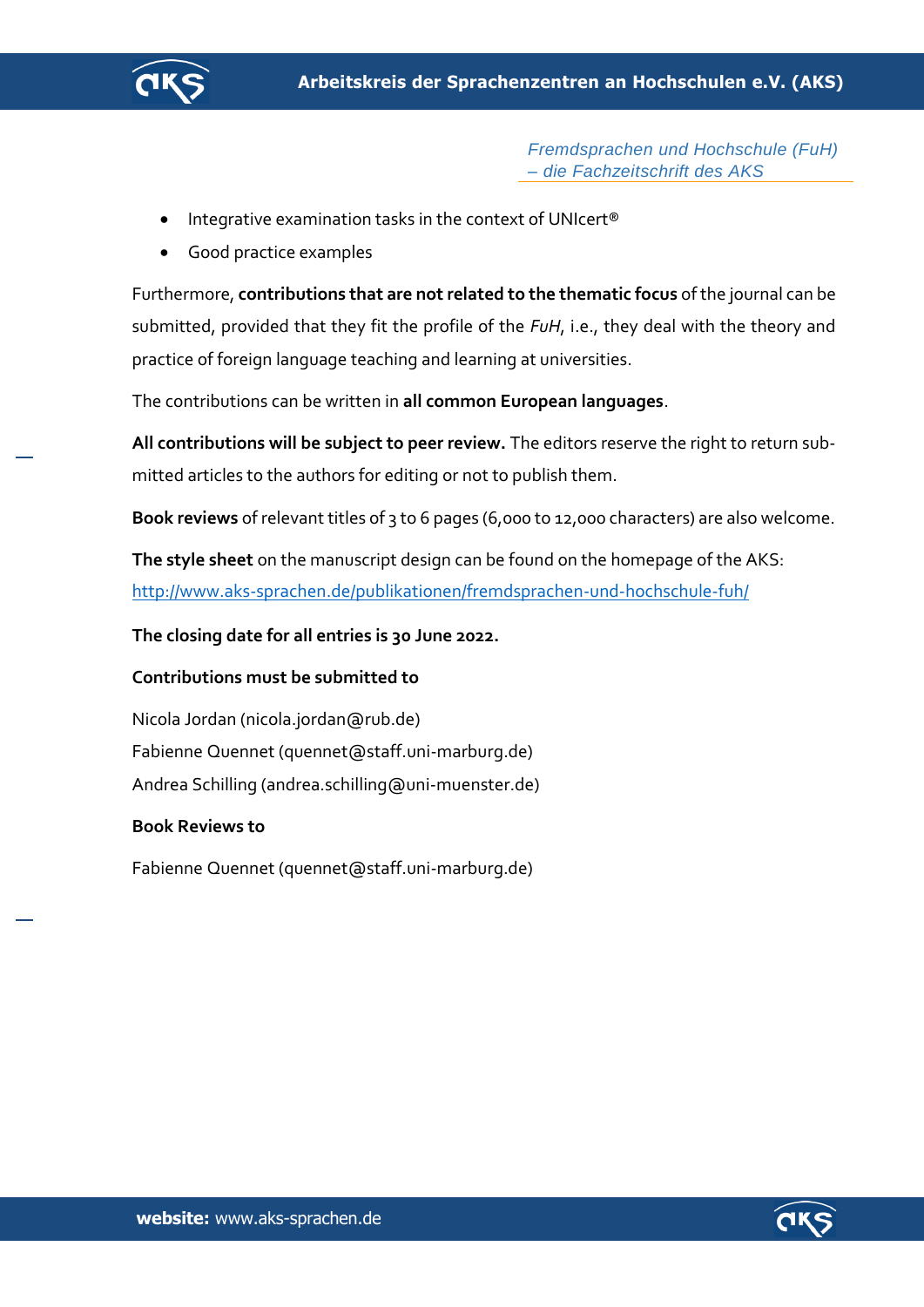- Integrative examination tasks in the context of UNIcert®
- Good practice examples

Furthermore, **contributions that are not related to the thematic focus** of the journal can be submitted, provided that they fit the profile of the *FuH*, i.e., they deal with the theory and practice of foreign language teaching and learning at universities.

The contributions can be written in **all common European languages**.

**All contributions will be subject to peer review.** The editors reserve the right to return submitted articles to the authors for editing or not to publish them.

**Book reviews** of relevant titles of 3 to 6 pages (6,000 to 12,000 characters) are also welcome.

**The style sheet** on the manuscript design can be found on the homepage of the AKS: http://www.aks-sprachen.de/publikationen/fremdsprachen-und-hochschule-fuh/

**The closing date for all entries is 30 June 2022.**

**Contributions must be submitted to**

Nicola Jordan (nicola.jordan@rub.de)
Fabienne Quennet (quennet@staff.uni-marburg.de)
Andrea Schilling (andrea.schilling@uni-muenster.de)

**Book Reviews to**

Fabienne Quennet (quennet@staff.uni-marburg.de)